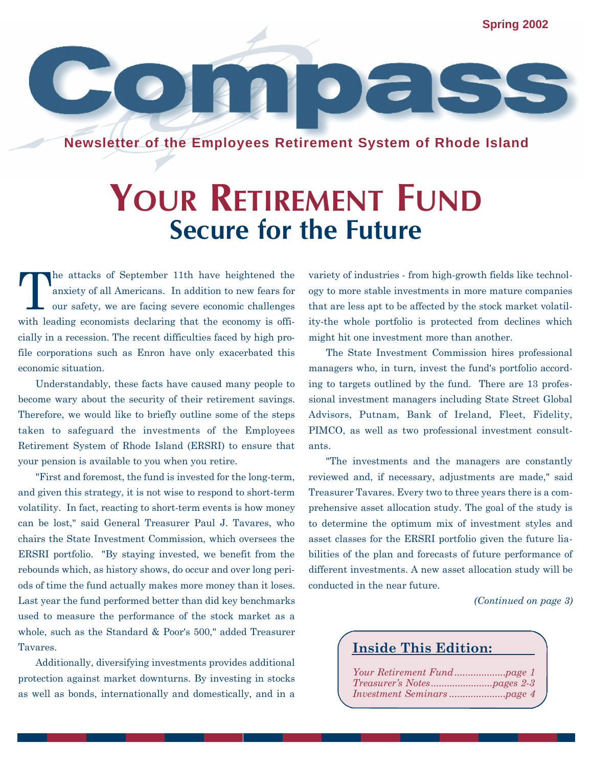Spring 2002

# Compass

**Newsletter of the Employees Retirement System of Rhode Island**

# YOUR RETIREMENT FUND

## Secure for the Future

The attacks of September 11th have heightened the anxiety of all Americans. In addition to new fears for our safety, we are facing severe economic challenges with leading economists declaring that the economy is officially in a recession. The recent difficulties faced by high profile corporations such as Enron have only exacerbated this economic situation.

Understandably, these facts have caused many people to become wary about the security of their retirement savings. Therefore, we would like to briefly outline some of the steps taken to safeguard the investments of the Employees Retirement System of Rhode Island (ERSRI) to ensure that your pension is available to you when you retire.

"First and foremost, the fund is invested for the long-term, and given this strategy, it is not wise to respond to short-term volatility. In fact, reacting to short-term events is how money can be lost," said General Treasurer Paul J. Tavares, who chairs the State Investment Commission, which oversees the ERSRI portfolio. "By staying invested, we benefit from the rebounds which, as history shows, do occur and over long periods of time the fund actually makes more money than it loses. Last year the fund performed better than did key benchmarks used to measure the performance of the stock market as a whole, such as the Standard & Poor's 500," added Treasurer Tavares.

Additionally, diversifying investments provides additional protection against market downturns. By investing in stocks as well as bonds, internationally and domestically, and in a variety of industries - from high-growth fields like technology to more stable investments in more mature companies that are less apt to be affected by the stock market volatility-the whole portfolio is protected from declines which might hit one investment more than another.

The State Investment Commission hires professional managers who, in turn, invest the fund's portfolio according to targets outlined by the fund. There are 13 professional investment managers including State Street Global Advisors, Putnam, Bank of Ireland, Fleet, Fidelity, PIMCO, as well as two professional investment consultants.

"The investments and the managers are constantly reviewed and, if necessary, adjustments are made," said Treasurer Tavares. Every two to three years there is a comprehensive asset allocation study. The goal of the study is to determine the optimum mix of investment styles and asset classes for the ERSRI portfolio given the future liabilities of the plan and forecasts of future performance of different investments. A new asset allocation study will be conducted in the near future.

*(Continued on page 3)*

### Inside This Edition:

*Your Retirement Fund....................page 1*
*Treasurer's Notes.......................pages 2-3*
*Investment Seminars .....................page 4*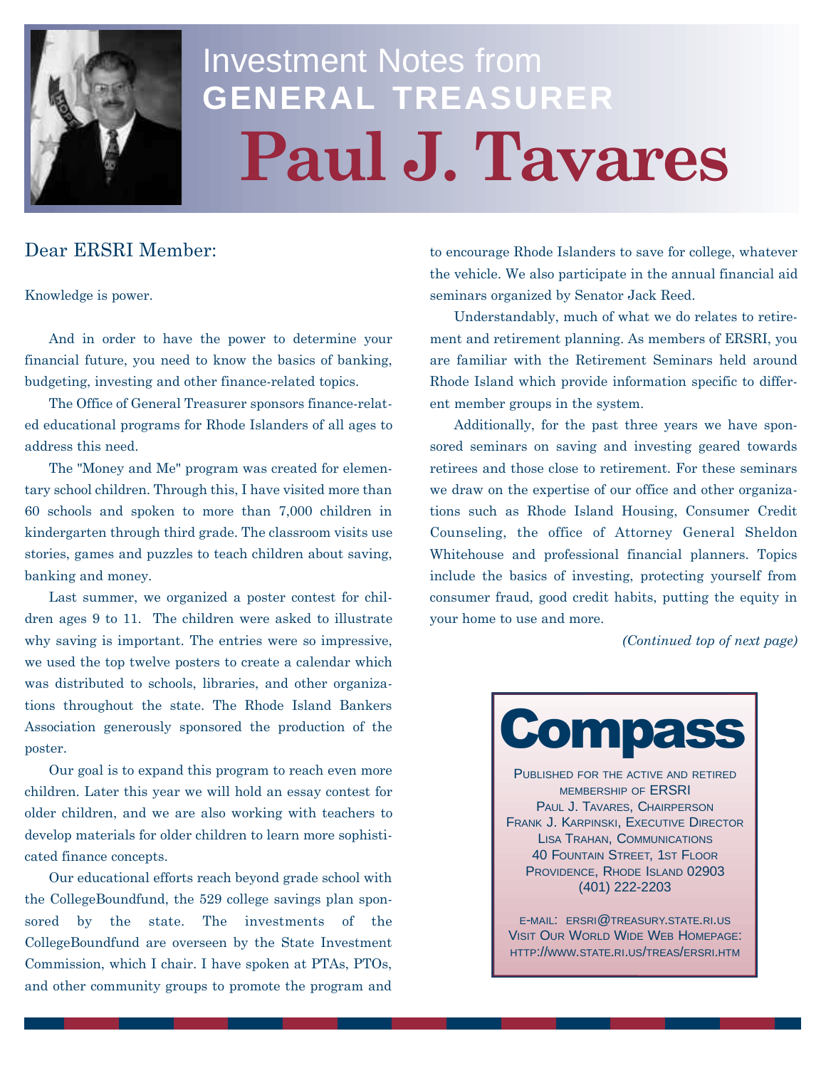# Investment Notes from GENERAL TREASURER Paul J. Tavares

Dear ERSRI Member:

Knowledge is power.

And in order to have the power to determine your financial future, you need to know the basics of banking, budgeting, investing and other finance-related topics.

The Office of General Treasurer sponsors finance-related educational programs for Rhode Islanders of all ages to address this need.

The "Money and Me" program was created for elementary school children. Through this, I have visited more than 60 schools and spoken to more than 7,000 children in kindergarten through third grade. The classroom visits use stories, games and puzzles to teach children about saving, banking and money.

Last summer, we organized a poster contest for children ages 9 to 11. The children were asked to illustrate why saving is important. The entries were so impressive, we used the top twelve posters to create a calendar which was distributed to schools, libraries, and other organizations throughout the state. The Rhode Island Bankers Association generously sponsored the production of the poster.

Our goal is to expand this program to reach even more children. Later this year we will hold an essay contest for older children, and we are also working with teachers to develop materials for older children to learn more sophisticated finance concepts.

Our educational efforts reach beyond grade school with the CollegeBoundfund, the 529 college savings plan sponsored by the state. The investments of the CollegeBoundfund are overseen by the State Investment Commission, which I chair. I have spoken at PTAs, PTOs, and other community groups to promote the program and to encourage Rhode Islanders to save for college, whatever the vehicle. We also participate in the annual financial aid seminars organized by Senator Jack Reed.

Understandably, much of what we do relates to retirement and retirement planning. As members of ERSRI, you are familiar with the Retirement Seminars held around Rhode Island which provide information specific to different member groups in the system.

Additionally, for the past three years we have sponsored seminars on saving and investing geared towards retirees and those close to retirement. For these seminars we draw on the expertise of our office and other organizations such as Rhode Island Housing, Consumer Credit Counseling, the office of Attorney General Sheldon Whitehouse and professional financial planners. Topics include the basics of investing, protecting yourself from consumer fraud, good credit habits, putting the equity in your home to use and more.

*(Continued top of next page)*

---

**Compass**

Published for the active and retired membership of ERSRI
Paul J. Tavares, Chairperson
Frank J. Karpinski, Executive Director
Lisa Trahan, Communications
40 Fountain Street, 1st Floor
Providence, Rhode Island 02903
(401) 222-2203

e-mail: ersri@treasury.state.ri.us
Visit Our World Wide Web Homepage:
http://www.state.ri.us/treas/ersri.htm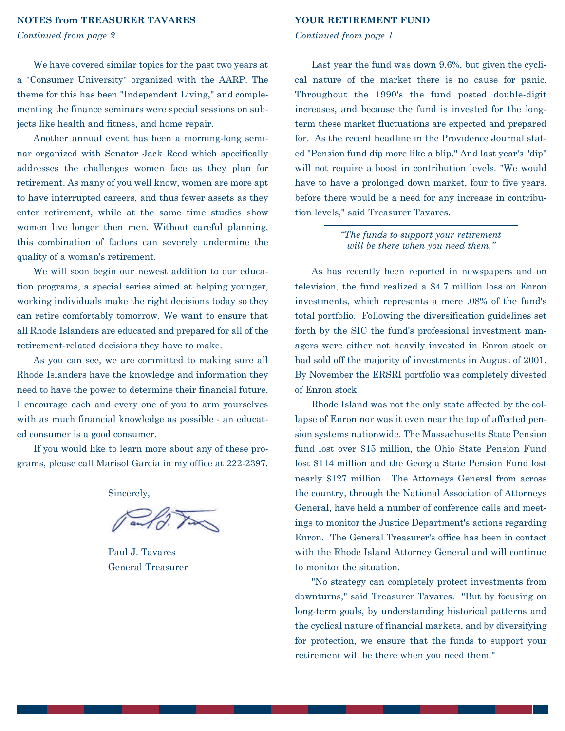## NOTES from TREASURER TAVARES

*Continued from page 2*

We have covered similar topics for the past two years at a "Consumer University" organized with the AARP. The theme for this has been "Independent Living," and complementing the finance seminars were special sessions on subjects like health and fitness, and home repair.

Another annual event has been a morning-long seminar organized with Senator Jack Reed which specifically addresses the challenges women face as they plan for retirement. As many of you well know, women are more apt to have interrupted careers, and thus fewer assets as they enter retirement, while at the same time studies show women live longer then men. Without careful planning, this combination of factors can severely undermine the quality of a woman's retirement.

We will soon begin our newest addition to our education programs, a special series aimed at helping younger, working individuals make the right decisions today so they can retire comfortably tomorrow. We want to ensure that all Rhode Islanders are educated and prepared for all of the retirement-related decisions they have to make.

As you can see, we are committed to making sure all Rhode Islanders have the knowledge and information they need to have the power to determine their financial future. I encourage each and every one of you to arm yourselves with as much financial knowledge as possible - an educated consumer is a good consumer.

If you would like to learn more about any of these programs, please call Marisol Garcia in my office at 222-2397.

Sincerely,

Paul J. Tavares
General Treasurer

## YOUR RETIREMENT FUND

*Continued from page 1*

Last year the fund was down 9.6%, but given the cyclical nature of the market there is no cause for panic. Throughout the 1990's the fund posted double-digit increases, and because the fund is invested for the long-term these market fluctuations are expected and prepared for. As the recent headline in the Providence Journal stated "Pension fund dip more like a blip." And last year's "dip" will not require a boost in contribution levels. "We would have to have a prolonged down market, four to five years, before there would be a need for any increase in contribution levels," said Treasurer Tavares.

> *"The funds to support your retirement will be there when you need them."*

As has recently been reported in newspapers and on television, the fund realized a $4.7 million loss on Enron investments, which represents a mere .08% of the fund's total portfolio. Following the diversification guidelines set forth by the SIC the fund's professional investment managers were either not heavily invested in Enron stock or had sold off the majority of investments in August of 2001. By November the ERSRI portfolio was completely divested of Enron stock.

Rhode Island was not the only state affected by the collapse of Enron nor was it even near the top of affected pension systems nationwide. The Massachusetts State Pension fund lost over $15 million, the Ohio State Pension Fund lost $114 million and the Georgia State Pension Fund lost nearly $127 million. The Attorneys General from across the country, through the National Association of Attorneys General, have held a number of conference calls and meetings to monitor the Justice Department's actions regarding Enron. The General Treasurer's office has been in contact with the Rhode Island Attorney General and will continue to monitor the situation.

"No strategy can completely protect investments from downturns," said Treasurer Tavares. "But by focusing on long-term goals, by understanding historical patterns and the cyclical nature of financial markets, and by diversifying for protection, we ensure that the funds to support your retirement will be there when you need them."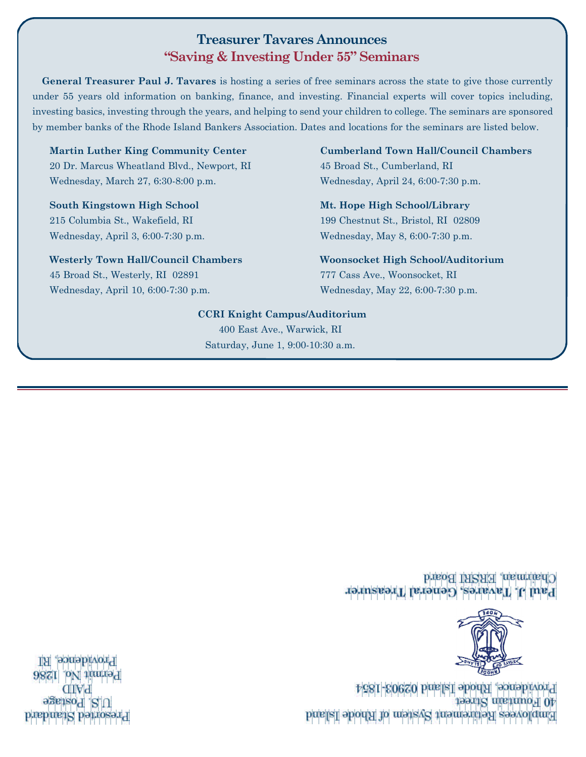## Treasurer Tavares Announces
## "Saving & Investing Under 55" Seminars

**General Treasurer Paul J. Tavares** is hosting a series of free seminars across the state to give those currently under 55 years old information on banking, finance, and investing. Financial experts will cover topics including, investing basics, investing through the years, and helping to send your children to college. The seminars are sponsored by member banks of the Rhode Island Bankers Association. Dates and locations for the seminars are listed below.

**Martin Luther King Community Center**
20 Dr. Marcus Wheatland Blvd., Newport, RI
Wednesday, March 27, 6:30-8:00 p.m.

**South Kingstown High School**
215 Columbia St., Wakefield, RI
Wednesday, April 3, 6:00-7:30 p.m.

**Westerly Town Hall/Council Chambers**
45 Broad St., Westerly, RI 02891
Wednesday, April 10, 6:00-7:30 p.m.

**Cumberland Town Hall/Council Chambers**
45 Broad St., Cumberland, RI
Wednesday, April 24, 6:00-7:30 p.m.

**Mt. Hope High School/Library**
199 Chestnut St., Bristol, RI 02809
Wednesday, May 8, 6:00-7:30 p.m.

**Woonsocket High School/Auditorium**
777 Cass Ave., Woonsocket, RI
Wednesday, May 22, 6:00-7:30 p.m.

**CCRI Knight Campus/Auditorium**
400 East Ave., Warwick, RI
Saturday, June 1, 9:00-10:30 a.m.

---

Employees Retirement System of Rhode Island
40 Fountain Street
Providence, Rhode Island 02903-1854

**Paul J. Tavares, General Treasurer**
Chairman, ERSRI Board

Presorted Standard
U.S. Postage
PAID
Permit No. 1286
Providence, RI